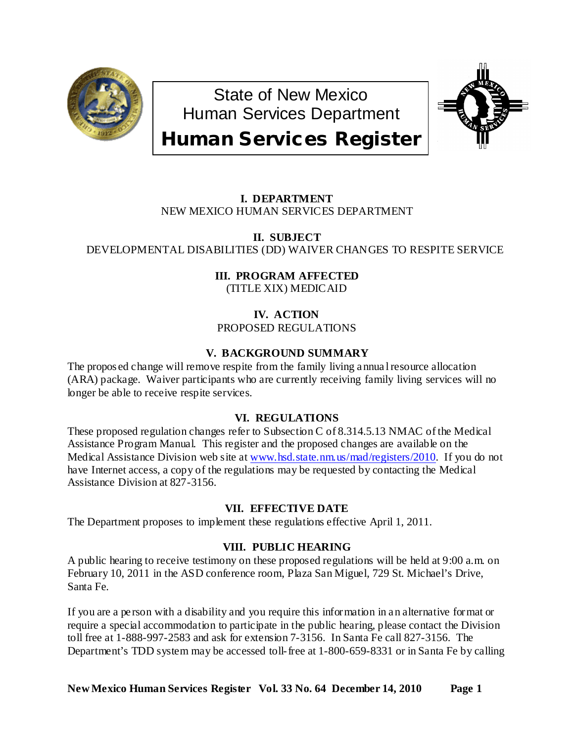# State of New Mexico
# Human Services Department
# Human Services Register

**I. DEPARTMENT**
NEW MEXICO HUMAN SERVICES DEPARTMENT

**II. SUBJECT**
DEVELOPMENTAL DISABILITIES (DD) WAIVER CHANGES TO RESPITE SERVICE

**III. PROGRAM AFFECTED**
(TITLE XIX) MEDICAID

**IV. ACTION**
PROPOSED REGULATIONS

**V. BACKGROUND SUMMARY**

The proposed change will remove respite from the family living annual resource allocation (ARA) package. Waiver participants who are currently receiving family living services will no longer be able to receive respite services.

**VI. REGULATIONS**

These proposed regulation changes refer to Subsection C of 8.314.5.13 NMAC of the Medical Assistance Program Manual. This register and the proposed changes are available on the Medical Assistance Division web site at www.hsd.state.nm.us/mad/registers/2010. If you do not have Internet access, a copy of the regulations may be requested by contacting the Medical Assistance Division at 827-3156.

**VII. EFFECTIVE DATE**

The Department proposes to implement these regulations effective April 1, 2011.

**VIII. PUBLIC HEARING**

A public hearing to receive testimony on these proposed regulations will be held at 9:00 a.m. on February 10, 2011 in the ASD conference room, Plaza San Miguel, 729 St. Michael's Drive, Santa Fe.

If you are a person with a disability and you require this information in an alternative format or require a special accommodation to participate in the public hearing, please contact the Division toll free at 1-888-997-2583 and ask for extension 7-3156. In Santa Fe call 827-3156. The Department's TDD system may be accessed toll-free at 1-800-659-8331 or in Santa Fe by calling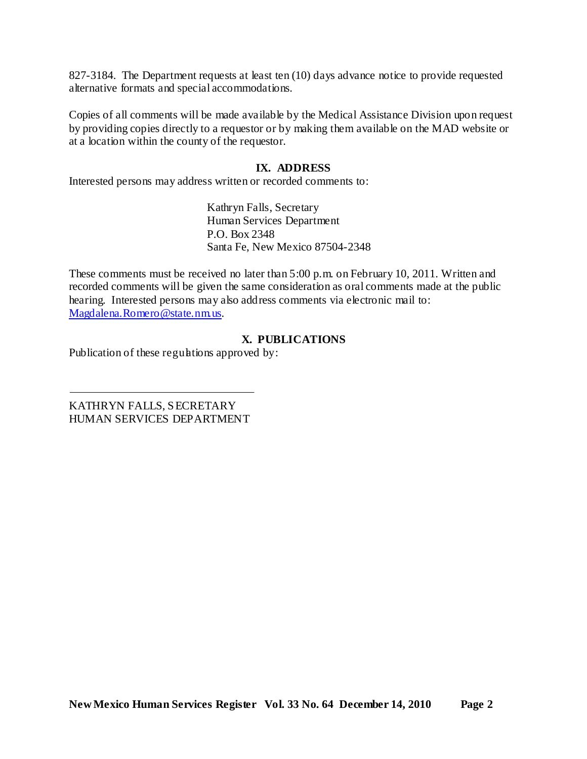827-3184. The Department requests at least ten (10) days advance notice to provide requested alternative formats and special accommodations.

Copies of all comments will be made available by the Medical Assistance Division upon request by providing copies directly to a requestor or by making them available on the MAD website or at a location within the county of the requestor.

## IX. ADDRESS

Interested persons may address written or recorded comments to:

Kathryn Falls, Secretary
Human Services Department
P.O. Box 2348
Santa Fe, New Mexico 87504-2348

These comments must be received no later than 5:00 p.m. on February 10, 2011. Written and recorded comments will be given the same consideration as oral comments made at the public hearing. Interested persons may also address comments via electronic mail to: Magdalena.Romero@state.nm.us.

## X. PUBLICATIONS

Publication of these regulations approved by:

\_\_\_\_\_\_\_\_\_\_\_\_\_\_\_\_\_\_\_\_\_\_\_\_\_\_\_\_\_\_\_\_\_\_

KATHRYN FALLS, SECRETARY
HUMAN SERVICES DEPARTMENT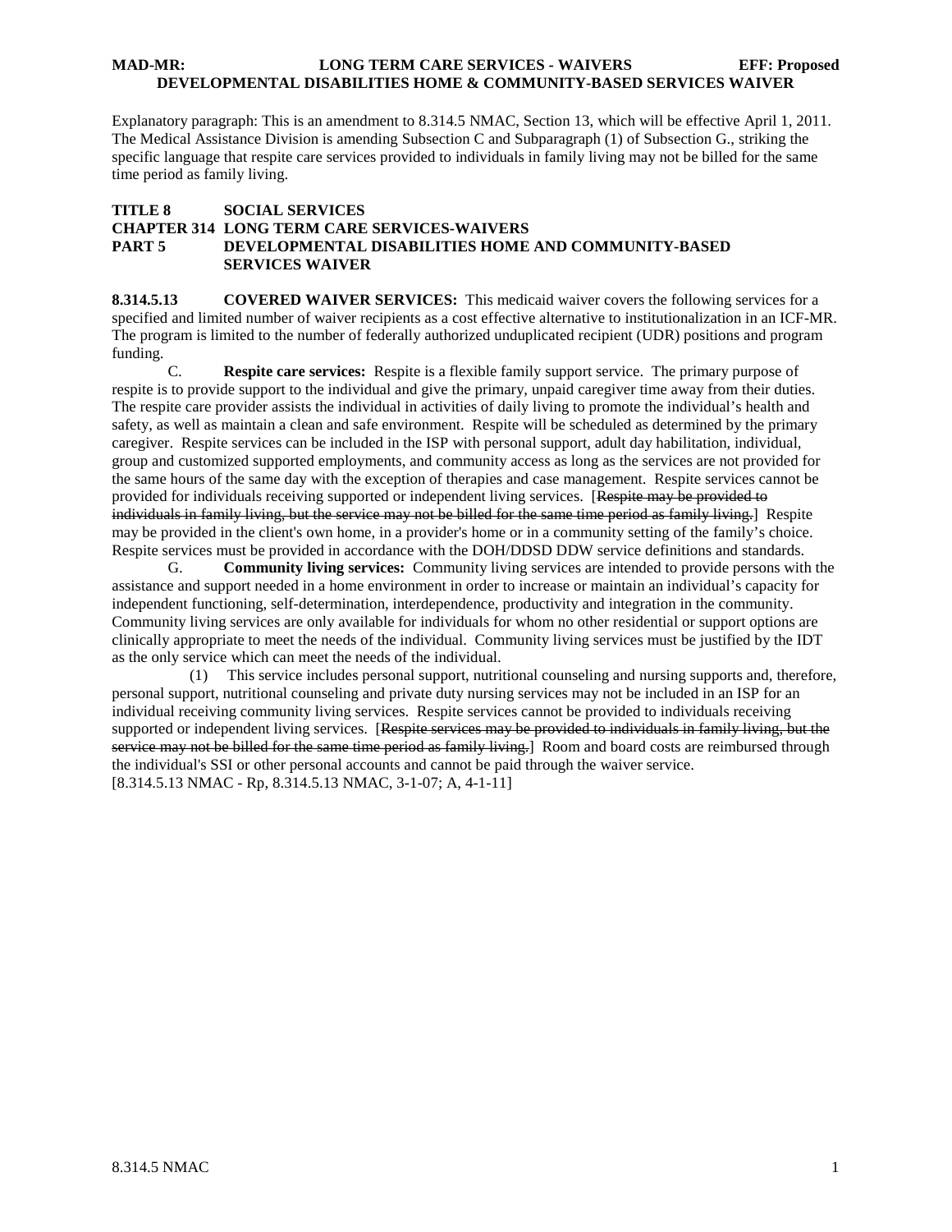Explanatory paragraph: This is an amendment to 8.314.5 NMAC, Section 13, which will be effective April 1, 2011. The Medical Assistance Division is amending Subsection C and Subparagraph (1) of Subsection G., striking the specific language that respite care services provided to individuals in family living may not be billed for the same time period as family living.

**TITLE 8 SOCIAL SERVICES**
**CHAPTER 314 LONG TERM CARE SERVICES-WAIVERS**
**PART 5 DEVELOPMENTAL DISABILITIES HOME AND COMMUNITY-BASED SERVICES WAIVER**

**8.314.5.13 COVERED WAIVER SERVICES:** This medicaid waiver covers the following services for a specified and limited number of waiver recipients as a cost effective alternative to institutionalization in an ICF-MR. The program is limited to the number of federally authorized unduplicated recipient (UDR) positions and program funding.

C. **Respite care services:** Respite is a flexible family support service. The primary purpose of respite is to provide support to the individual and give the primary, unpaid caregiver time away from their duties. The respite care provider assists the individual in activities of daily living to promote the individual's health and safety, as well as maintain a clean and safe environment. Respite will be scheduled as determined by the primary caregiver. Respite services can be included in the ISP with personal support, adult day habilitation, individual, group and customized supported employments, and community access as long as the services are not provided for the same hours of the same day with the exception of therapies and case management. Respite services cannot be provided for individuals receiving supported or independent living services. [~~Respite may be provided to individuals in family living, but the service may not be billed for the same time period as family living.~~] Respite may be provided in the client's own home, in a provider's home or in a community setting of the family's choice. Respite services must be provided in accordance with the DOH/DDSD DDW service definitions and standards.

G. **Community living services:** Community living services are intended to provide persons with the assistance and support needed in a home environment in order to increase or maintain an individual's capacity for independent functioning, self-determination, interdependence, productivity and integration in the community. Community living services are only available for individuals for whom no other residential or support options are clinically appropriate to meet the needs of the individual. Community living services must be justified by the IDT as the only service which can meet the needs of the individual.

(1) This service includes personal support, nutritional counseling and nursing supports and, therefore, personal support, nutritional counseling and private duty nursing services may not be included in an ISP for an individual receiving community living services. Respite services cannot be provided to individuals receiving supported or independent living services. [~~Respite services may be provided to individuals in family living, but the service may not be billed for the same time period as family living.~~] Room and board costs are reimbursed through the individual's SSI or other personal accounts and cannot be paid through the waiver service.

[8.314.5.13 NMAC - Rp, 8.314.5.13 NMAC, 3-1-07; A, 4-1-11]